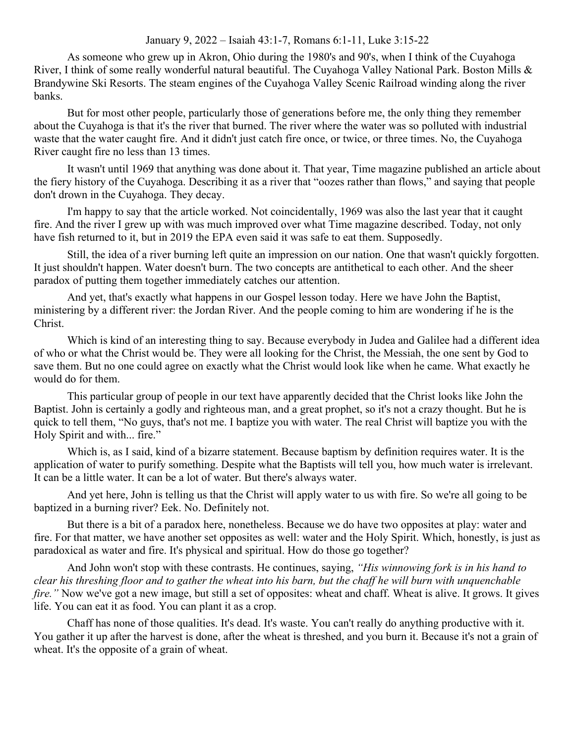January 9, 2022 – Isaiah 43:1-7, Romans 6:1-11, Luke 3:15-22

As someone who grew up in Akron, Ohio during the 1980's and 90's, when I think of the Cuyahoga River, I think of some really wonderful natural beautiful. The Cuyahoga Valley National Park. Boston Mills & Brandywine Ski Resorts. The steam engines of the Cuyahoga Valley Scenic Railroad winding along the river banks.

But for most other people, particularly those of generations before me, the only thing they remember about the Cuyahoga is that it's the river that burned. The river where the water was so polluted with industrial waste that the water caught fire. And it didn't just catch fire once, or twice, or three times. No, the Cuyahoga River caught fire no less than 13 times.

It wasn't until 1969 that anything was done about it. That year, Time magazine published an article about the fiery history of the Cuyahoga. Describing it as a river that "oozes rather than flows," and saying that people don't drown in the Cuyahoga. They decay.

I'm happy to say that the article worked. Not coincidentally, 1969 was also the last year that it caught fire. And the river I grew up with was much improved over what Time magazine described. Today, not only have fish returned to it, but in 2019 the EPA even said it was safe to eat them. Supposedly.

Still, the idea of a river burning left quite an impression on our nation. One that wasn't quickly forgotten. It just shouldn't happen. Water doesn't burn. The two concepts are antithetical to each other. And the sheer paradox of putting them together immediately catches our attention.

And yet, that's exactly what happens in our Gospel lesson today. Here we have John the Baptist, ministering by a different river: the Jordan River. And the people coming to him are wondering if he is the Christ.

Which is kind of an interesting thing to say. Because everybody in Judea and Galilee had a different idea of who or what the Christ would be. They were all looking for the Christ, the Messiah, the one sent by God to save them. But no one could agree on exactly what the Christ would look like when he came. What exactly he would do for them.

This particular group of people in our text have apparently decided that the Christ looks like John the Baptist. John is certainly a godly and righteous man, and a great prophet, so it's not a crazy thought. But he is quick to tell them, "No guys, that's not me. I baptize you with water. The real Christ will baptize you with the Holy Spirit and with... fire."

Which is, as I said, kind of a bizarre statement. Because baptism by definition requires water. It is the application of water to purify something. Despite what the Baptists will tell you, how much water is irrelevant. It can be a little water. It can be a lot of water. But there's always water.

And yet here, John is telling us that the Christ will apply water to us with fire. So we're all going to be baptized in a burning river? Eek. No. Definitely not.

But there is a bit of a paradox here, nonetheless. Because we do have two opposites at play: water and fire. For that matter, we have another set opposites as well: water and the Holy Spirit. Which, honestly, is just as paradoxical as water and fire. It's physical and spiritual. How do those go together?

And John won't stop with these contrasts. He continues, saying, *"His winnowing fork is in his hand to clear his threshing floor and to gather the wheat into his barn, but the chaff he will burn with unquenchable fire."* Now we've got a new image, but still a set of opposites: wheat and chaff. Wheat is alive. It grows. It gives life. You can eat it as food. You can plant it as a crop.

Chaff has none of those qualities. It's dead. It's waste. You can't really do anything productive with it. You gather it up after the harvest is done, after the wheat is threshed, and you burn it. Because it's not a grain of wheat. It's the opposite of a grain of wheat.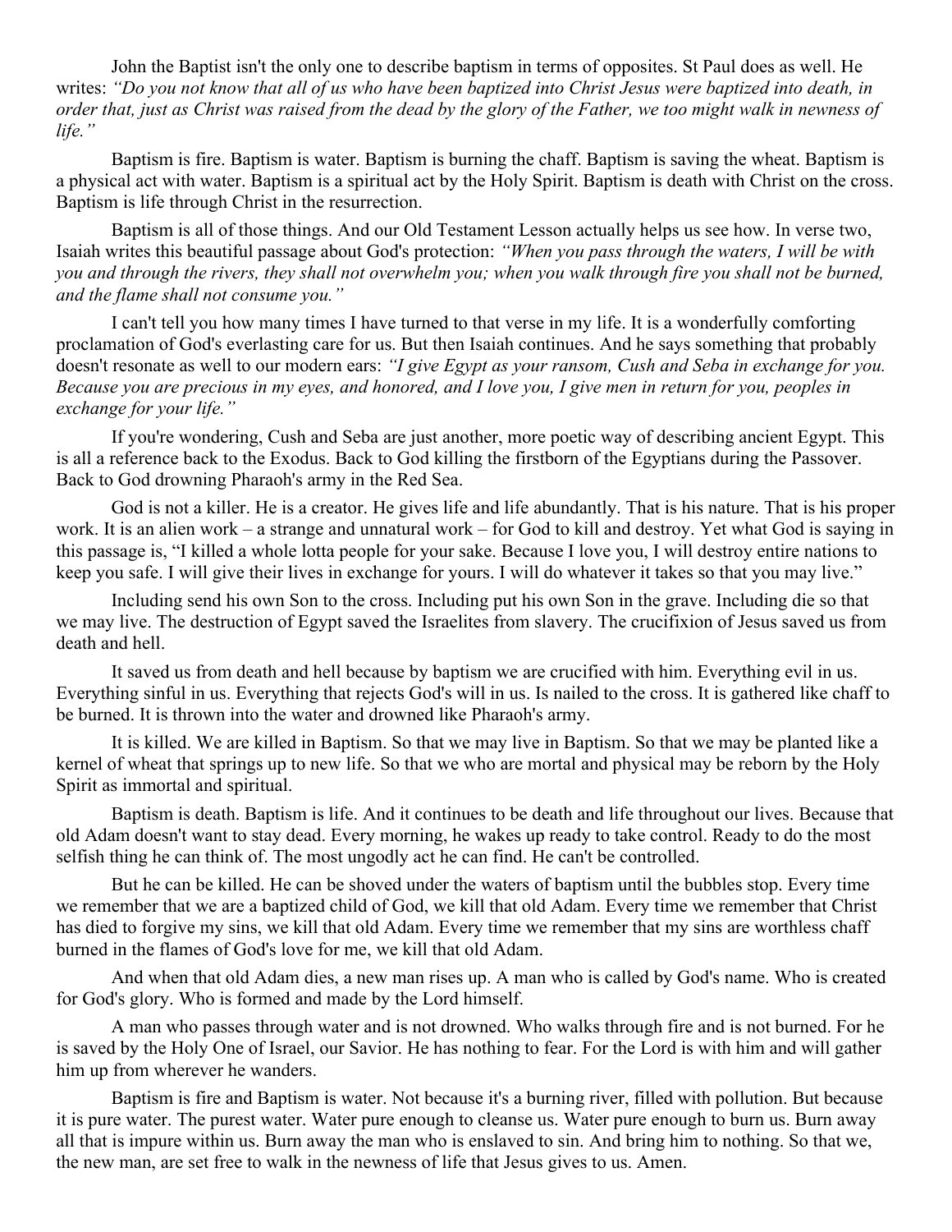John the Baptist isn't the only one to describe baptism in terms of opposites. St Paul does as well. He writes: *"Do you not know that all of us who have been baptized into Christ Jesus were baptized into death, in order that, just as Christ was raised from the dead by the glory of the Father, we too might walk in newness of life."*

Baptism is fire. Baptism is water. Baptism is burning the chaff. Baptism is saving the wheat. Baptism is a physical act with water. Baptism is a spiritual act by the Holy Spirit. Baptism is death with Christ on the cross. Baptism is life through Christ in the resurrection.

Baptism is all of those things. And our Old Testament Lesson actually helps us see how. In verse two, Isaiah writes this beautiful passage about God's protection: *"When you pass through the waters, I will be with you and through the rivers, they shall not overwhelm you; when you walk through fire you shall not be burned, and the flame shall not consume you."*

I can't tell you how many times I have turned to that verse in my life. It is a wonderfully comforting proclamation of God's everlasting care for us. But then Isaiah continues. And he says something that probably doesn't resonate as well to our modern ears: *"I give Egypt as your ransom, Cush and Seba in exchange for you. Because you are precious in my eyes, and honored, and I love you, I give men in return for you, peoples in exchange for your life."*

If you're wondering, Cush and Seba are just another, more poetic way of describing ancient Egypt. This is all a reference back to the Exodus. Back to God killing the firstborn of the Egyptians during the Passover. Back to God drowning Pharaoh's army in the Red Sea.

God is not a killer. He is a creator. He gives life and life abundantly. That is his nature. That is his proper work. It is an alien work – a strange and unnatural work – for God to kill and destroy. Yet what God is saying in this passage is, "I killed a whole lotta people for your sake. Because I love you, I will destroy entire nations to keep you safe. I will give their lives in exchange for yours. I will do whatever it takes so that you may live."

Including send his own Son to the cross. Including put his own Son in the grave. Including die so that we may live. The destruction of Egypt saved the Israelites from slavery. The crucifixion of Jesus saved us from death and hell.

It saved us from death and hell because by baptism we are crucified with him. Everything evil in us. Everything sinful in us. Everything that rejects God's will in us. Is nailed to the cross. It is gathered like chaff to be burned. It is thrown into the water and drowned like Pharaoh's army.

It is killed. We are killed in Baptism. So that we may live in Baptism. So that we may be planted like a kernel of wheat that springs up to new life. So that we who are mortal and physical may be reborn by the Holy Spirit as immortal and spiritual.

Baptism is death. Baptism is life. And it continues to be death and life throughout our lives. Because that old Adam doesn't want to stay dead. Every morning, he wakes up ready to take control. Ready to do the most selfish thing he can think of. The most ungodly act he can find. He can't be controlled.

But he can be killed. He can be shoved under the waters of baptism until the bubbles stop. Every time we remember that we are a baptized child of God, we kill that old Adam. Every time we remember that Christ has died to forgive my sins, we kill that old Adam. Every time we remember that my sins are worthless chaff burned in the flames of God's love for me, we kill that old Adam.

And when that old Adam dies, a new man rises up. A man who is called by God's name. Who is created for God's glory. Who is formed and made by the Lord himself.

A man who passes through water and is not drowned. Who walks through fire and is not burned. For he is saved by the Holy One of Israel, our Savior. He has nothing to fear. For the Lord is with him and will gather him up from wherever he wanders.

Baptism is fire and Baptism is water. Not because it's a burning river, filled with pollution. But because it is pure water. The purest water. Water pure enough to cleanse us. Water pure enough to burn us. Burn away all that is impure within us. Burn away the man who is enslaved to sin. And bring him to nothing. So that we, the new man, are set free to walk in the newness of life that Jesus gives to us. Amen.